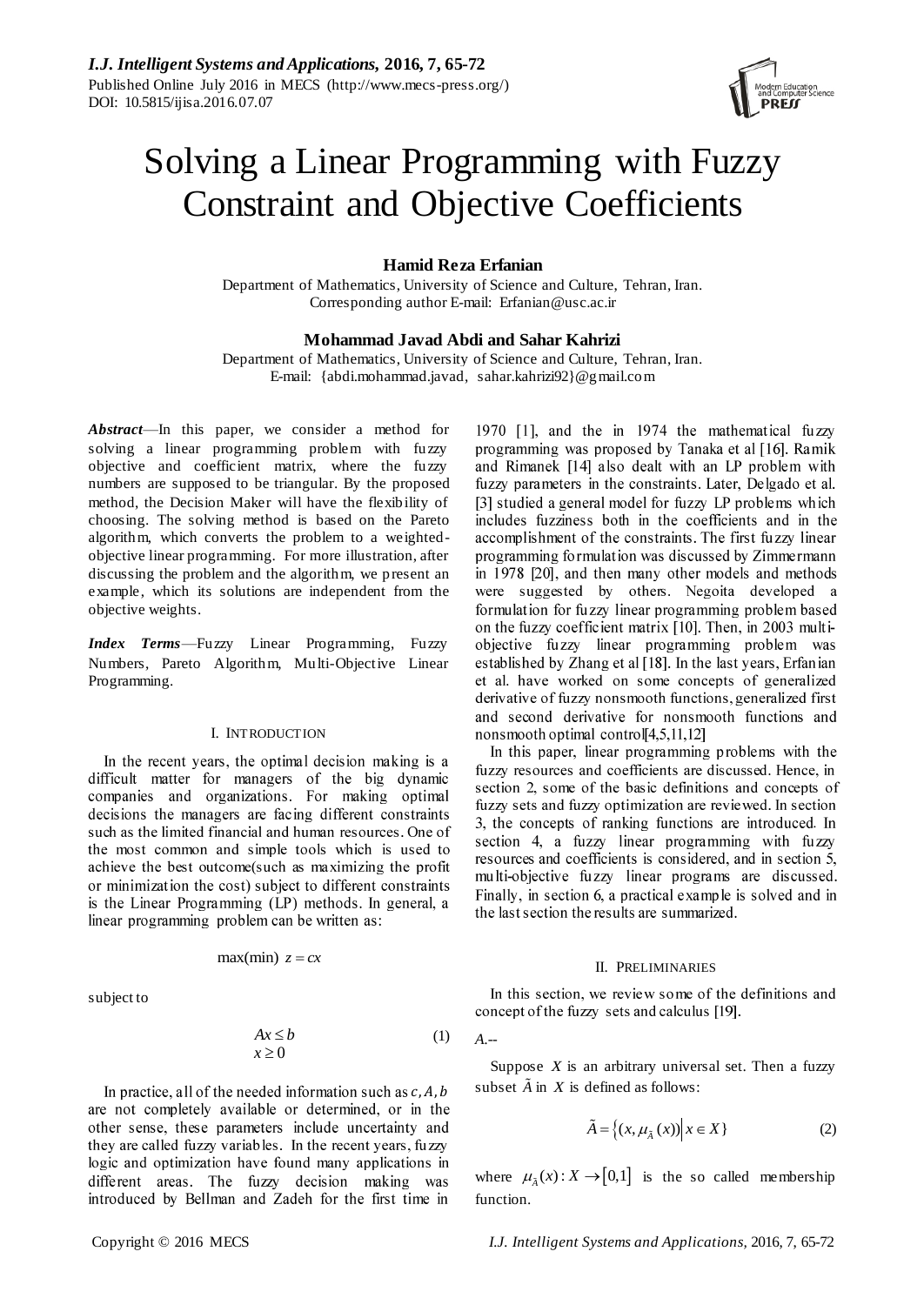# Solving a Linear Programming with Fuzzy Constraint and Objective Coefficients

**Hamid Reza Erfanian**
Department of Mathematics, University of Science and Culture, Tehran, Iran.
Corresponding author E-mail: Erfanian@usc.ac.ir

**Mohammad Javad Abdi and Sahar Kahrizi**
Department of Mathematics, University of Science and Culture, Tehran, Iran.
E-mail: {abdi.mohammad.javad, sahar.kahrizi92}@gmail.com

***Abstract*—**In this paper, we consider a method for solving a linear programming problem with fuzzy objective and coefficient matrix, where the fuzzy numbers are supposed to be triangular. By the proposed method, the Decision Maker will have the flexibility of choosing. The solving method is based on the Pareto algorithm, which converts the problem to a weighted-objective linear programming. For more illustration, after discussing the problem and the algorithm, we present an example, which its solutions are independent from the objective weights.

***Index Terms*—**Fuzzy Linear Programming, Fuzzy Numbers, Pareto Algorithm, Multi-Objective Linear Programming.

## I. Introduction

In the recent years, the optimal decision making is a difficult matter for managers of the big dynamic companies and organizations. For making optimal decisions the managers are facing different constraints such as the limited financial and human resources. One of the most common and simple tools which is used to achieve the best outcome(such as maximizing the profit or minimization the cost) subject to different constraints is the Linear Programming (LP) methods. In general, a linear programming problem can be written as:

$$\max(\min)\ z = cx$$

subject to

$$\begin{aligned} Ax &\le b \\ x &\ge 0 \end{aligned} \tag{1}$$

In practice, all of the needed information such as $c, A, b$ are not completely available or determined, or in the other sense, these parameters include uncertainty and they are called fuzzy variables. In the recent years, fuzzy logic and optimization have found many applications in different areas. The fuzzy decision making was introduced by Bellman and Zadeh for the first time in 1970 [1], and the in 1974 the mathematical fuzzy programming was proposed by Tanaka et al [16]. Ramik and Rimanek [14] also dealt with an LP problem with fuzzy parameters in the constraints. Later, Delgado et al. [3] studied a general model for fuzzy LP problems which includes fuzziness both in the coefficients and in the accomplishment of the constraints. The first fuzzy linear programming formulation was discussed by Zimmermann in 1978 [20], and then many other models and methods were suggested by others. Negoita developed a formulation for fuzzy linear programming problem based on the fuzzy coefficient matrix [10]. Then, in 2003 multi-objective fuzzy linear programming problem was established by Zhang et al [18]. In the last years, Erfanian et al. have worked on some concepts of generalized derivative of fuzzy nonsmooth functions, generalized first and second derivative for nonsmooth functions and nonsmooth optimal control[4,5,11,12]

In this paper, linear programming problems with the fuzzy resources and coefficients are discussed. Hence, in section 2, some of the basic definitions and concepts of fuzzy sets and fuzzy optimization are reviewed. In section 3, the concepts of ranking functions are introduced. In section 4, a fuzzy linear programming with fuzzy resources and coefficients is considered, and in section 5, multi-objective fuzzy linear programs are discussed. Finally, in section 6, a practical example is solved and in the last section the results are summarized.

## II. Preliminaries

In this section, we review some of the definitions and concept of the fuzzy sets and calculus [19].

*A.--*

Suppose $X$ is an arbitrary universal set. Then a fuzzy subset $\tilde{A}$ in $X$ is defined as follows:

$$\tilde{A} = \{(x, \mu_{\tilde{A}}(x)) \mid x \in X\} \tag{2}$$

where $\mu_{\tilde{A}}(x) : X \to [0,1]$ is the so called membership function.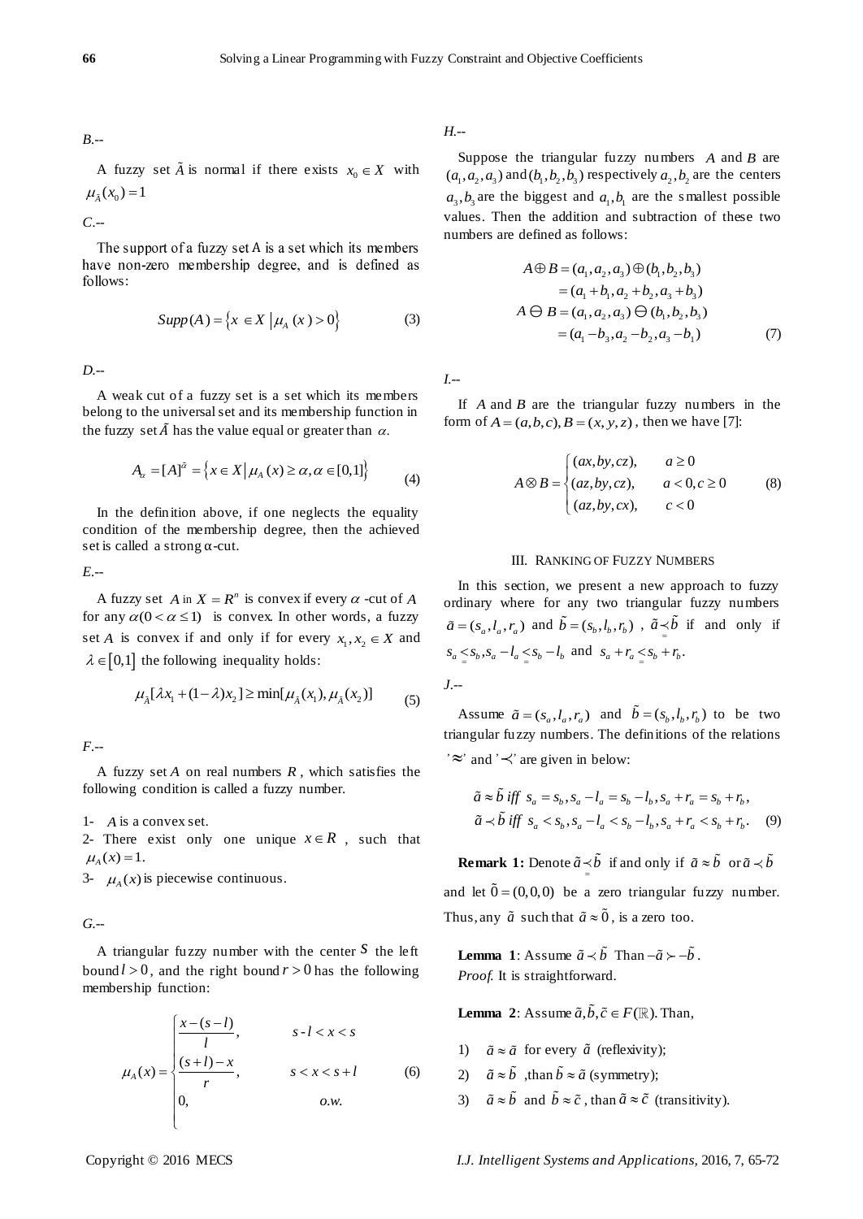*B*.--

A fuzzy set $\tilde{A}$ is normal if there exists $x_0 \in X$ with $\mu_{\tilde{A}}(x_0) = 1$

*C*.--

The support of a fuzzy set A is a set which its members have non-zero membership degree, and is defined as follows:

$$Supp(A) = \{x \in X \mid \mu_A(x) > 0\} \tag{3}$$

*D*.--

A weak cut of a fuzzy set is a set which its members belong to the universal set and its membership function in the fuzzy set $\tilde{A}$ has the value equal or greater than $\alpha$.

$$A_\alpha = [A]^{\tilde{\alpha}} = \{x \in X \mid \mu_A(x) \geq \alpha, \alpha \in [0,1]\} \tag{4}$$

In the definition above, if one neglects the equality condition of the membership degree, then the achieved set is called a strong α-cut.

*E*.--

A fuzzy set $A$ in $X = R^n$ is convex if every $\alpha$ -cut of $A$ for any $\alpha (0 < \alpha \leq 1)$ is convex. In other words, a fuzzy set $A$ is convex if and only if for every $x_1, x_2 \in X$ and $\lambda \in [0,1]$ the following inequality holds:

$$\mu_{\tilde{A}}[\lambda x_1 + (1-\lambda)x_2] \geq \min[\mu_{\tilde{A}}(x_1), \mu_{\tilde{A}}(x_2)] \tag{5}$$

*F*.--

A fuzzy set $A$ on real numbers $R$, which satisfies the following condition is called a fuzzy number.

1- $A$ is a convex set.
2- There exist only one unique $x \in R$, such that $\mu_A(x) = 1$.
3- $\mu_A(x)$ is piecewise continuous.

*G*.--

A triangular fuzzy number with the center $S$ the left bound $l > 0$, and the right bound $r > 0$ has the following membership function:

$$\mu_A(x) = \begin{cases} \dfrac{x-(s-l)}{l}, & s-l < x < s \\ \dfrac{(s+l)-x}{r}, & s < x < s+l \\ 0, & o.w. \end{cases} \tag{6}$$

*H*.--

Suppose the triangular fuzzy numbers $A$ and $B$ are $(a_1, a_2, a_3)$ and $(b_1, b_2, b_3)$ respectively $a_2, b_2$ are the centers $a_3, b_3$ are the biggest and $a_1, b_1$ are the smallest possible values. Then the addition and subtraction of these two numbers are defined as follows:

$$\begin{aligned} A \oplus B &= (a_1, a_2, a_3) \oplus (b_1, b_2, b_3) \\ &= (a_1 + b_1, a_2 + b_2, a_3 + b_3) \\ A \ominus B &= (a_1, a_2, a_3) \ominus (b_1, b_2, b_3) \\ &= (a_1 - b_3, a_2 - b_2, a_3 - b_1) \end{aligned} \tag{7}$$

*I*.--

If $A$ and $B$ are the triangular fuzzy numbers in the form of $A = (a,b,c), B = (x,y,z)$, then we have [7]:

$$A \otimes B = \begin{cases} (ax, by, cz), & a \geq 0 \\ (az, by, cz), & a < 0, c \geq 0 \\ (az, by, cx), & c < 0 \end{cases} \tag{8}$$

## III. Ranking of Fuzzy Numbers

In this section, we present a new approach to fuzzy ordinary where for any two triangular fuzzy numbers $\tilde{a} = (s_a, l_a, r_a)$ and $\tilde{b} = (s_b, l_b, r_b)$, $\tilde{a} \underset{=}{\prec} \tilde{b}$ if and only if $s_a \underset{=}{<} s_b, s_a - l_a \underset{=}{<} s_b - l_b$ and $s_a + r_a \underset{=}{<} s_b + r_b$.

*J*.--

Assume $\tilde{a} = (s_a, l_a, r_a)$ and $\tilde{b} = (s_b, l_b, r_b)$ to be two triangular fuzzy numbers. The definitions of the relations '$\approx$' and '$\prec$' are given in below:

$$\begin{aligned} &\tilde{a} \approx \tilde{b} \text{ iff } s_a = s_b, s_a - l_a = s_b - l_b, s_a + r_a = s_b + r_b, \\ &\tilde{a} \prec \tilde{b} \text{ iff } s_a < s_b, s_a - l_a < s_b - l_b, s_a + r_a < s_b + r_b. \end{aligned} \tag{9}$$

**Remark 1:** Denote $\tilde{a} \underset{=}{\prec} \tilde{b}$ if and only if $\tilde{a} \approx \tilde{b}$ or $\tilde{a} \prec \tilde{b}$ and let $\tilde{0} = (0,0,0)$ be a zero triangular fuzzy number. Thus, any $\tilde{a}$ such that $\tilde{a} \approx \tilde{0}$, is a zero too.

**Lemma 1**: Assume $\tilde{a} \prec \tilde{b}$ Than $-\tilde{a} \succ -\tilde{b}$.
*Proof.* It is straightforward.

**Lemma 2**: Assume $\tilde{a}, \tilde{b}, \tilde{c} \in F(\mathbb{R})$. Than,

1) $\tilde{a} \approx \tilde{a}$ for every $\tilde{a}$ (reflexivity);
2) $\tilde{a} \approx \tilde{b}$ ,than $\tilde{b} \approx \tilde{a}$ (symmetry);
3) $\tilde{a} \approx \tilde{b}$ and $\tilde{b} \approx \tilde{c}$, than $\tilde{a} \approx \tilde{c}$ (transitivity).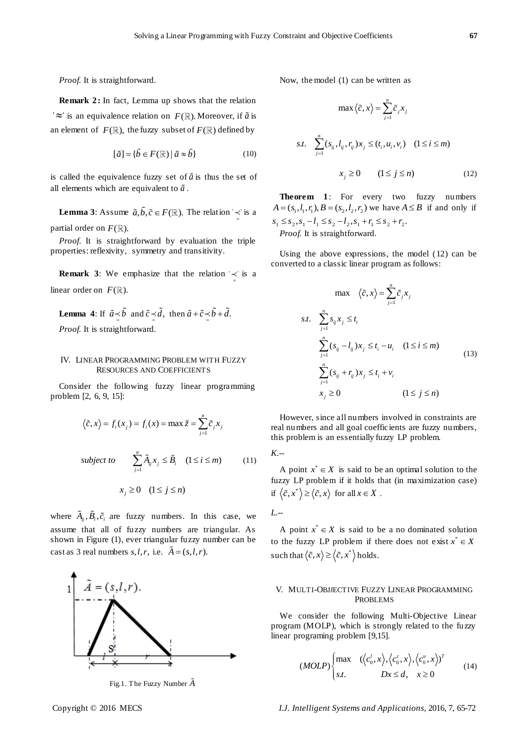*Proof.* It is straightforward.

**Remark 2:** In fact, Lemma up shows that the relation '$\approx$' is an equivalence relation on $F(\mathbb{R})$. Moreover, if $\tilde{a}$ is an element of $F(\mathbb{R})$, the fuzzy subset of $F(\mathbb{R})$ defined by

$$[\tilde{a}] = \{\tilde{b} \in F(\mathbb{R}) \mid \tilde{a} \approx \tilde{b}\} \tag{10}$$

is called the equivalence fuzzy set of $\tilde{a}$ is thus the set of all elements which are equivalent to $\tilde{a}$.

**Lemma 3**: Assume $\tilde{a}, \tilde{b}, \tilde{c} \in F(\mathbb{R})$. The relation '$\preceq$' is a partial order on $F(\mathbb{R})$.

*Proof.* It is straightforward by evaluation the triple properties: reflexivity, symmetry and transitivity.

**Remark 3**: We emphasize that the relation '$\preceq$' is a linear order on $F(\mathbb{R})$.

**Lemma 4**: If $\tilde{a} \preceq \tilde{b}$ and $\tilde{c} \preceq \tilde{d}$, then $\tilde{a} + \tilde{c} \preceq \tilde{b} + \tilde{d}$.

*Proof.* It is straightforward.

## IV. Linear Programming Problem with Fuzzy Resources and Coefficients

Consider the following fuzzy linear programming problem [2, 6, 9, 15]:

$$\langle \tilde{c}, x \rangle = f_i(x_j) = f_i(x) = \max \tilde{z} = \sum_{j=1}^{n} \tilde{c}_j x_j$$

$$\text{subject to} \quad \sum_{j=1}^{n} \tilde{A}_{ij} x_j \leq \tilde{B}_i \quad (1 \leq i \leq m) \tag{11}$$

$$x_j \geq 0 \quad (1 \leq j \leq n)$$

where $\tilde{A}_{ij}, \tilde{B}_i, \tilde{c}_i$ are fuzzy numbers. In this case, we assume that all of fuzzy numbers are triangular. As shown in Figure (1), ever triangular fuzzy number can be cast as 3 real numbers $s, l, r$, i.e. $\tilde{A} = (s, l, r)$.

Fig.1. The Fuzzy Number $\tilde{A}$

Now, the model (1) can be written as

$$\max \langle \tilde{c}, x \rangle = \sum_{j=1}^{n} \tilde{c}_j x_j$$

$$s.t. \quad \sum_{j=1}^{n} (s_{ij}, l_{ij}, r_{ij}) x_j \leq (t_i, u_i, v_i) \quad (1 \leq i \leq m)$$

$$x_j \geq 0 \qquad (1 \leq j \leq n) \tag{12}$$

**Theorem 1**: For every two fuzzy numbers $A = (s_1, l_1, r_1), B = (s_2, l_2, r_2)$ we have $A \leq B$ if and only if $s_1 \leq s_2, s_1 - l_1 \leq s_2 - l_2, s_1 + r_1 \leq s_2 + r_2$.

*Proof.* It is straightforward.

Using the above expressions, the model (12) can be converted to a classic linear program as follows:

$$\begin{aligned}
\max \quad & \langle \tilde{c}, x \rangle = \sum_{j=1}^{n} \tilde{c}_j x_j \\
s.t. \quad & \sum_{j=1}^{n} s_{ij} x_j \leq t_i \\
& \sum_{j=1}^{n} (s_{ij} - l_{ij}) x_j \leq t_i - u_i \quad (1 \leq i \leq m) \\
& \sum_{j=1}^{n} (s_{ij} + r_{ij}) x_j \leq t_i + v_i \\
& x_j \geq 0 \qquad\qquad (1 \leq j \leq n)
\end{aligned} \tag{13}$$

However, since all numbers involved in constraints are real numbers and all goal coefficients are fuzzy numbers, this problem is an essentially fuzzy LP problem.

*K.*--

A point $x^* \in X$ is said to be an optimal solution to the fuzzy LP problem if it holds that (in maximization case) if $\langle \tilde{c}, x^* \rangle \geq \langle \tilde{c}, x \rangle$ for all $x \in X$.

*L.*--

A point $x^* \in X$ is said to be a no dominated solution to the fuzzy LP problem if there does not exist $x^* \in X$ such that $\langle \tilde{c}, x \rangle \geq \langle \tilde{c}, x^* \rangle$ holds.

## V. Multi-Objective Fuzzy Linear Programming Problems

We consider the following Multi-Objective Linear program (MOLP), which is strongly related to the fuzzy linear programing problem [9,15].

$$(MOLP)\begin{cases} \max & (\langle c_0^l, x \rangle, \langle c_0^c, x \rangle, \langle c_0^u, x \rangle)^T \\ s.t. & Dx \leq d, \quad x \geq 0 \end{cases} \tag{14}$$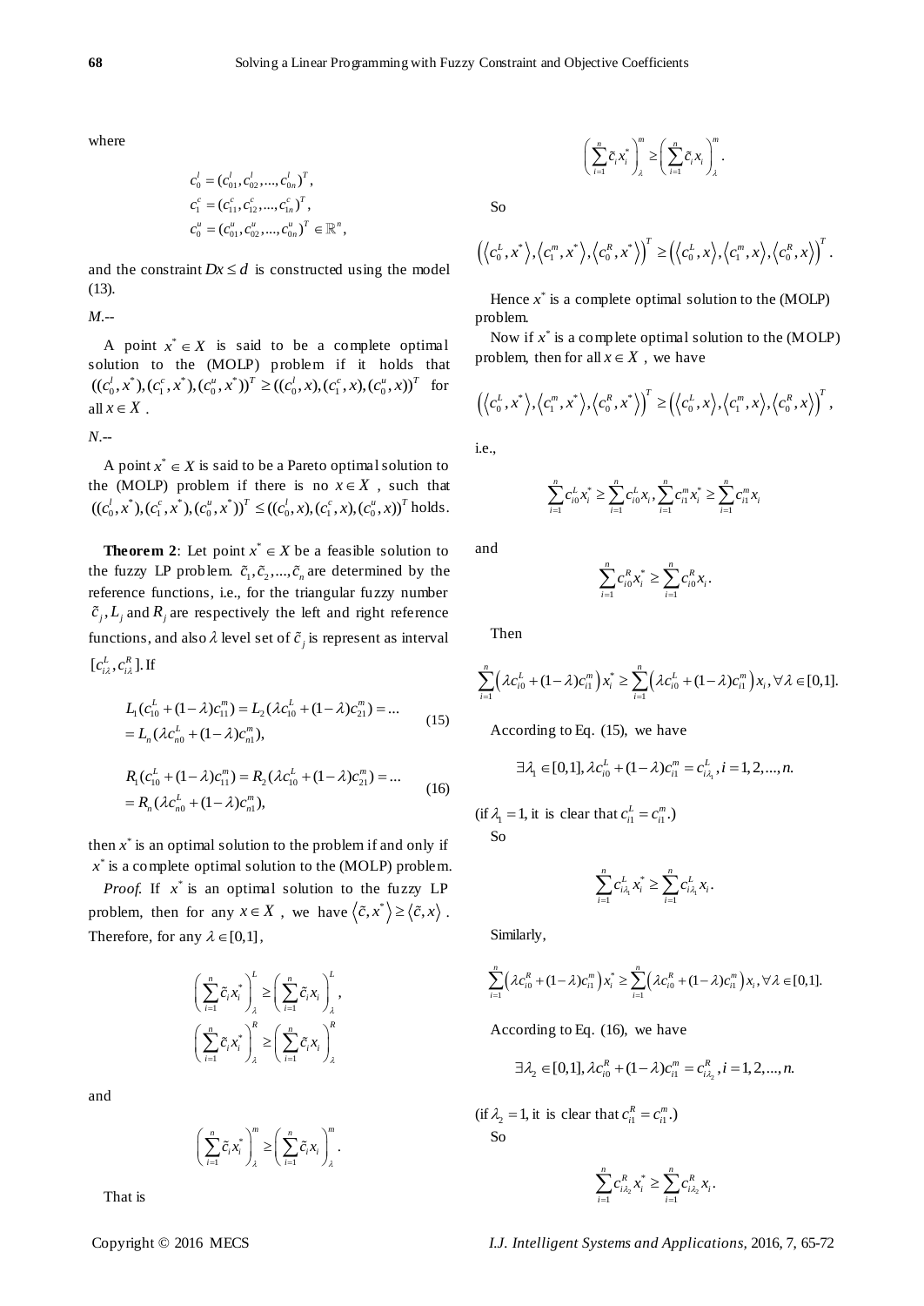where

$$c_0^l = (c_{01}^l, c_{02}^l, ..., c_{0n}^l)^T,$$
$$c_1^c = (c_{11}^c, c_{12}^c, ..., c_{1n}^c)^T,$$
$$c_0^u = (c_{01}^u, c_{02}^u, ..., c_{0n}^u)^T \in \mathbb{R}^n,$$

and the constraint $Dx \le d$ is constructed using the model (13).

*M.*--

A point $x^* \in X$ is said to be a complete optimal solution to the (MOLP) problem if it holds that $((c_0^l, x^*), (c_1^c, x^*), (c_0^u, x^*))^T \ge ((c_0^l, x), (c_1^c, x), (c_0^u, x))^T$ for all $x \in X$.

*N.*--

A point $x^* \in X$ is said to be a Pareto optimal solution to the (MOLP) problem if there is no $x \in X$, such that $((c_0^l, x^*), (c_1^c, x^*), (c_0^u, x^*))^T \le ((c_0^l, x), (c_1^c, x), (c_0^u, x))^T$ holds.

**Theorem 2**: Let point $x^* \in X$ be a feasible solution to the fuzzy LP problem. $\tilde{c}_1, \tilde{c}_2, ..., \tilde{c}_n$ are determined by the reference functions, i.e., for the triangular fuzzy number $\tilde{c}_j, L_j$ and $R_j$ are respectively the left and right reference functions, and also $\lambda$ level set of $\tilde{c}_j$ is represent as interval $[c_{i\lambda}^L, c_{i\lambda}^R]$. If

$$L_1(c_{10}^L + (1-\lambda)c_{11}^m) = L_2(\lambda c_{10}^L + (1-\lambda)c_{21}^m) = ... = L_n(\lambda c_{n0}^L + (1-\lambda)c_{n1}^m), \tag{15}$$

$$R_1(c_{10}^L + (1-\lambda)c_{11}^m) = R_2(\lambda c_{10}^L + (1-\lambda)c_{21}^m) = ... = R_n(\lambda c_{n0}^L + (1-\lambda)c_{n1}^m), \tag{16}$$

then $x^*$ is an optimal solution to the problem if and only if $x^*$ is a complete optimal solution to the (MOLP) problem.

*Proof.* If $x^*$ is an optimal solution to the fuzzy LP problem, then for any $x \in X$, we have $\langle \tilde{c}, x^* \rangle \ge \langle \tilde{c}, x \rangle$. Therefore, for any $\lambda \in [0,1]$,

$$\left(\sum_{i=1}^n \tilde{c}_i x_i^*\right)_\lambda^L \ge \left(\sum_{i=1}^n \tilde{c}_i x_i\right)_\lambda^L,$$
$$\left(\sum_{i=1}^n \tilde{c}_i x_i^*\right)_\lambda^R \ge \left(\sum_{i=1}^n \tilde{c}_i x_i\right)_\lambda^R$$

and

$$\left(\sum_{i=1}^n \tilde{c}_i x_i^*\right)_\lambda^m \ge \left(\sum_{i=1}^n \tilde{c}_i x_i\right)_\lambda^m.$$

That is

$$\left(\sum_{i=1}^n \tilde{c}_i x_i^*\right)_\lambda^m \ge \left(\sum_{i=1}^n \tilde{c}_i x_i\right)_\lambda^m.$$

So

$$\left(\langle c_0^L, x^* \rangle, \langle c_1^m, x^* \rangle, \langle c_0^R, x^* \rangle\right)^T \ge \left(\langle c_0^L, x \rangle, \langle c_1^m, x \rangle, \langle c_0^R, x \rangle\right)^T.$$

Hence $x^*$ is a complete optimal solution to the (MOLP) problem.

Now if $x^*$ is a complete optimal solution to the (MOLP) problem, then for all $x \in X$, we have

$$\left(\langle c_0^L, x^* \rangle, \langle c_1^m, x^* \rangle, \langle c_0^R, x^* \rangle\right)^T \ge \left(\langle c_0^L, x \rangle, \langle c_1^m, x \rangle, \langle c_0^R, x \rangle\right)^T,$$

i.e.,

$$\sum_{i=1}^n c_{i0}^L x_i^* \ge \sum_{i=1}^n c_{i0}^L x_i, \sum_{i=1}^n c_{i1}^m x_i^* \ge \sum_{i=1}^n c_{i1}^m x_i$$

and

$$\sum_{i=1}^n c_{i0}^R x_i^* \ge \sum_{i=1}^n c_{i0}^R x_i.$$

Then

$$\sum_{i=1}^n \left(\lambda c_{i0}^L + (1-\lambda)c_{i1}^m\right) x_i^* \ge \sum_{i=1}^n \left(\lambda c_{i0}^L + (1-\lambda)c_{i1}^m\right) x_i, \forall \lambda \in [0,1].$$

According to Eq. (15), we have

$$\exists \lambda_1 \in [0,1], \lambda c_{i0}^L + (1-\lambda)c_{i1}^m = c_{i\lambda_1}^L, i = 1,2,...,n.$$

(if $\lambda_1 = 1$, it is clear that $c_{i1}^L = c_{i1}^m$.)

So

$$\sum_{i=1}^n c_{i\lambda_1}^L x_i^* \ge \sum_{i=1}^n c_{i\lambda_1}^L x_i.$$

Similarly,

$$\sum_{i=1}^n \left(\lambda c_{i0}^R + (1-\lambda)c_{i1}^m\right) x_i^* \ge \sum_{i=1}^n \left(\lambda c_{i0}^R + (1-\lambda)c_{i1}^m\right) x_i, \forall \lambda \in [0,1].$$

According to Eq. (16), we have

$$\exists \lambda_2 \in [0,1], \lambda c_{i0}^R + (1-\lambda)c_{i1}^m = c_{i\lambda_2}^R, i = 1,2,...,n.$$

(if $\lambda_2 = 1$, it is clear that $c_{i1}^R = c_{i1}^m$.)

So

$$\sum_{i=1}^n c_{i\lambda_2}^R x_i^* \ge \sum_{i=1}^n c_{i\lambda_2}^R x_i.$$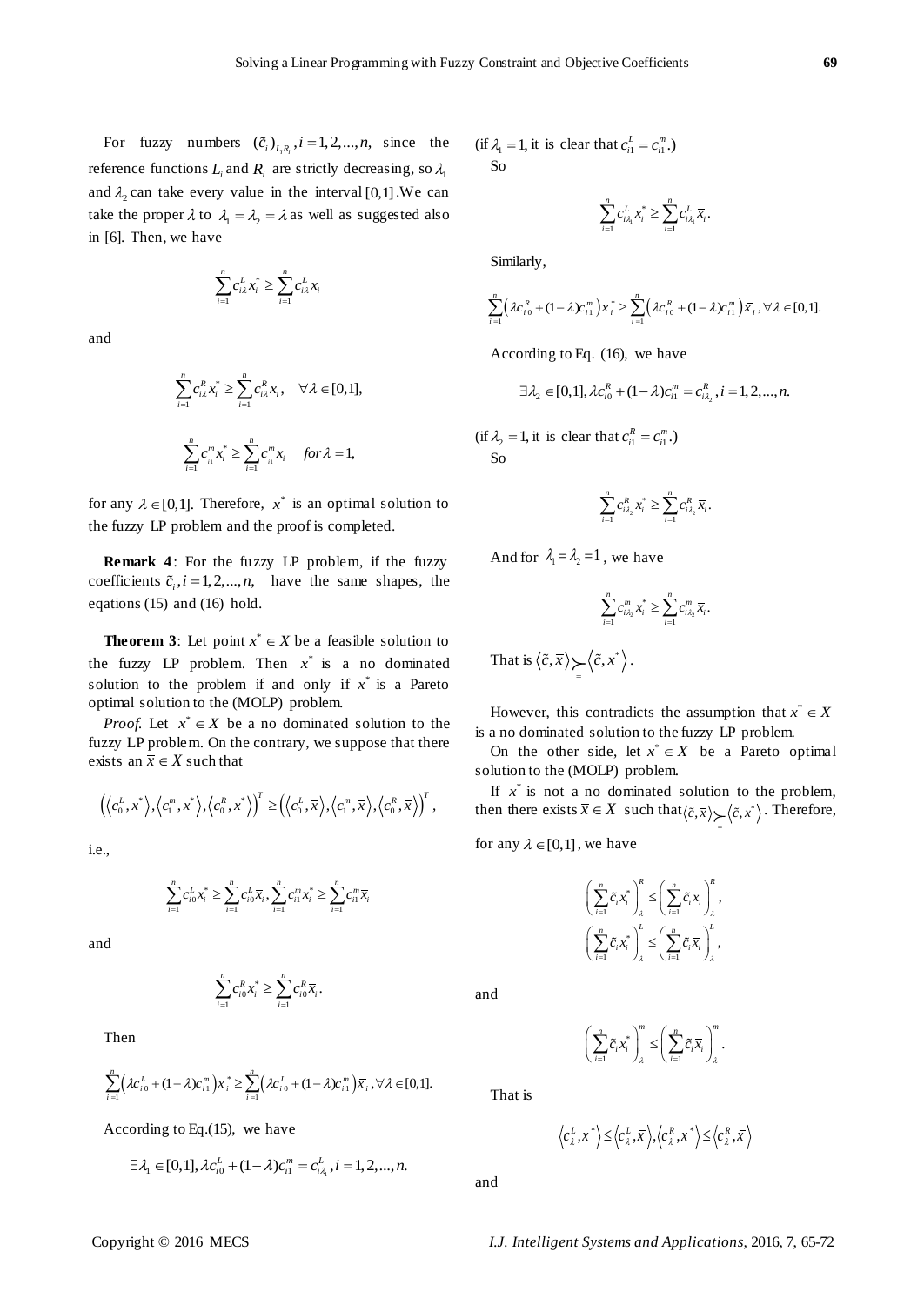For fuzzy numbers $(\tilde{c}_i)_{L_i R_i}, i = 1, 2, ..., n,$ since the reference functions $L_i$ and $R_i$ are strictly decreasing, so $\lambda_1$ and $\lambda_2$ can take every value in the interval $[0,1]$. We can take the proper $\lambda$ to $\lambda_1 = \lambda_2 = \lambda$ as well as suggested also in [6]. Then, we have

$$\sum_{i=1}^{n} c_{i\lambda}^{L} x_i^{*} \geq \sum_{i=1}^{n} c_{i\lambda}^{L} x_i$$

and

$$\sum_{i=1}^{n} c_{i\lambda}^{R} x_i^{*} \geq \sum_{i=1}^{n} c_{i\lambda}^{R} x_i, \quad \forall \lambda \in [0,1],$$

$$\sum_{i=1}^{n} c_{i_1}^{m} x_i^{*} \geq \sum_{i=1}^{n} c_{i_1}^{m} x_i \quad for\, \lambda = 1,$$

for any $\lambda \in [0,1]$. Therefore, $x^*$ is an optimal solution to the fuzzy LP problem and the proof is completed.

**Remark 4**: For the fuzzy LP problem, if the fuzzy coefficients $\tilde{c}_i, i = 1, 2, ..., n,$ have the same shapes, the eqations (15) and (16) hold.

**Theorem 3**: Let point $x^* \in X$ be a feasible solution to the fuzzy LP problem. Then $x^*$ is a no dominated solution to the problem if and only if $x^*$ is a Pareto optimal solution to the (MOLP) problem.

*Proof.* Let $x^* \in X$ be a no dominated solution to the fuzzy LP problem. On the contrary, we suppose that there exists an $\bar{x} \in X$ such that

$$\left(\left\langle c_0^L, x^* \right\rangle, \left\langle c_1^m, x^* \right\rangle, \left\langle c_0^R, x^* \right\rangle\right)^T \geq \left(\left\langle c_0^L, \bar{x} \right\rangle, \left\langle c_1^m, \bar{x} \right\rangle, \left\langle c_0^R, \bar{x} \right\rangle\right)^T,$$

i.e.,

$$\sum_{i=1}^{n} c_{i0}^{L} x_i^{*} \geq \sum_{i=1}^{n} c_{i0}^{L} \bar{x}_i, \sum_{i=1}^{n} c_{i1}^{m} x_i^{*} \geq \sum_{i=1}^{n} c_{i1}^{m} \bar{x}_i$$

and

$$\sum_{i=1}^{n} c_{i0}^{R} x_i^{*} \geq \sum_{i=1}^{n} c_{i0}^{R} \bar{x}_i.$$

Then

$$\sum_{i=1}^{n} \left(\lambda c_{i0}^{L} + (1-\lambda) c_{i1}^{m}\right) x_i^{*} \geq \sum_{i=1}^{n} \left(\lambda c_{i0}^{L} + (1-\lambda) c_{i1}^{m}\right) \bar{x}_i, \forall \lambda \in [0,1].$$

According to Eq.(15), we have

$$\exists \lambda_1 \in [0,1], \lambda c_{i0}^{L} + (1-\lambda) c_{i1}^{m} = c_{i\lambda_1}^{L}, i = 1, 2, ..., n.$$

(if $\lambda_1 = 1$, it is clear that $c_{i1}^L = c_{i1}^m$.)

So

$$\sum_{i=1}^{n} c_{i\lambda_1}^{L} x_i^{*} \geq \sum_{i=1}^{n} c_{i\lambda_1}^{L} \bar{x}_i.$$

Similarly,

$$\sum_{i=1}^{n} \left(\lambda c_{i0}^{R} + (1-\lambda) c_{i1}^{m}\right) x_i^{*} \geq \sum_{i=1}^{n} \left(\lambda c_{i0}^{R} + (1-\lambda) c_{i1}^{m}\right) \bar{x}_i, \forall \lambda \in [0,1].$$

According to Eq. (16), we have

$$\exists \lambda_2 \in [0,1], \lambda c_{i0}^{R} + (1-\lambda) c_{i1}^{m} = c_{i\lambda_2}^{R}, i = 1, 2, ..., n.$$

(if $\lambda_2 = 1$, it is clear that $c_{i1}^R = c_{i1}^m$.)

So

$$\sum_{i=1}^{n} c_{i\lambda_2}^{R} x_i^{*} \geq \sum_{i=1}^{n} c_{i\lambda_2}^{R} \bar{x}_i.$$

And for $\lambda_1 = \lambda_2 = 1$, we have

$$\sum_{i=1}^{n} c_{i\lambda_2}^{m} x_i^{*} \geq \sum_{i=1}^{n} c_{i\lambda_2}^{m} \bar{x}_i.$$

That is $\left\langle \tilde{c}, \bar{x} \right\rangle \succeq \left\langle \tilde{c}, x^* \right\rangle$.

However, this contradicts the assumption that $x^* \in X$ is a no dominated solution to the fuzzy LP problem.

On the other side, let $x^* \in X$ be a Pareto optimal solution to the (MOLP) problem.

If $x^*$ is not a no dominated solution to the problem, then there exists $\bar{x} \in X$ such that $\left\langle \tilde{c}, \bar{x} \right\rangle \succeq \left\langle \tilde{c}, x^* \right\rangle$. Therefore, for any $\lambda \in [0,1]$, we have

$$\left(\sum_{i=1}^{n} \tilde{c}_i x_i^{*}\right)_{\lambda}^{R} \leq \left(\sum_{i=1}^{n} \tilde{c}_i \bar{x}_i\right)_{\lambda}^{R},$$

$$\left(\sum_{i=1}^{n} \tilde{c}_i x_i^{*}\right)_{\lambda}^{L} \leq \left(\sum_{i=1}^{n} \tilde{c}_i \bar{x}_i\right)_{\lambda}^{L},$$

and

$$\left(\sum_{i=1}^{n} \tilde{c}_i x_i^{*}\right)_{\lambda}^{m} \leq \left(\sum_{i=1}^{n} \tilde{c}_i \bar{x}_i\right)_{\lambda}^{m}.$$

That is

$$\left\langle c_{\lambda}^{L}, x^* \right\rangle \leq \left\langle c_{\lambda}^{L}, \bar{x} \right\rangle, \left\langle c_{\lambda}^{R}, x^* \right\rangle \leq \left\langle c_{\lambda}^{R}, \bar{x} \right\rangle$$

and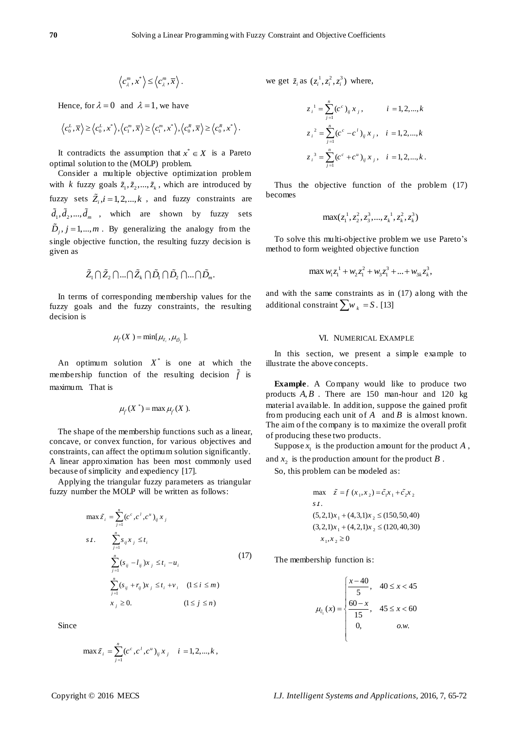$$\left\langle c_{\lambda}^{m}, x^{*} \right\rangle \le \left\langle c_{\lambda}^{m}, \overline{x} \right\rangle.$$

Hence, for $\lambda = 0$ and $\lambda = 1$, we have

$$\left\langle c_{0}^{L}, \overline{x} \right\rangle \ge \left\langle c_{0}^{L}, x^{*} \right\rangle, \left\langle c_{1}^{m}, \overline{x} \right\rangle \ge \left\langle c_{1}^{m}, x^{*} \right\rangle, \left\langle c_{0}^{R}, \overline{x} \right\rangle \ge \left\langle c_{0}^{R}, x^{*} \right\rangle.$$

It contradicts the assumption that $x^{*} \in X$ is a Pareto optimal solution to the (MOLP) problem.

Consider a multiple objective optimization problem with $k$ fuzzy goals $\tilde{z}_1, \tilde{z}_2, ..., \tilde{z}_k$, which are introduced by fuzzy sets $\tilde{Z}_i, i = 1,2,...,k$, and fuzzy constraints are $\tilde{d}_1, \tilde{d}_2, ..., \tilde{d}_m$, which are shown by fuzzy sets $\tilde{D}_j, j = 1,...,m$. By generalizing the analogy from the single objective function, the resulting fuzzy decision is given as

$$\tilde{Z}_1 \cap \tilde{Z}_2 \cap ... \cap \tilde{Z}_k \cap \tilde{D}_1 \cap \tilde{D}_2 \cap ... \cap \tilde{D}_m.$$

In terms of corresponding membership values for the fuzzy goals and the fuzzy constraints, the resulting decision is

$$\mu_{\tilde{f}}(X) = \min[\mu_{\tilde{z}_i}, \mu_{\tilde{D}_j}].$$

An optimum solution $X^{*}$ is one at which the membership function of the resulting decision $\tilde{f}$ is maximum. That is

$$\mu_{\tilde{f}}(X^{*}) = \max \mu_{\tilde{f}}(X).$$

The shape of the membership functions such as a linear, concave, or convex function, for various objectives and constraints, can affect the optimum solution significantly. A linear approximation has been most commonly used because of simplicity and expediency [17].

Applying the triangular fuzzy parameters as triangular fuzzy number the MOLP will be written as follows:

$$
\begin{aligned}
\max \tilde{z}_i &= \sum_{j=1}^{n} (c^c, c^l, c^u)_{ij} x_j \\
s.t. \quad & \sum_{j=1}^{n} s_{ij} x_j \le t_i \\
& \sum_{j=1}^{n} (s_{ij} - l_{ij}) x_j \le t_i - u_i \\
& \sum_{j=1}^{n} (s_{ij} + r_{ij}) x_j \le t_i + v_i \quad (1 \le i \le m) \\
& x_j \ge 0. \qquad\qquad (1 \le j \le n)
\end{aligned}
\tag{17}
$$

Since

$$\max \tilde{z}_i = \sum_{j=1}^{n} (c^c, c^l, c^u)_{ij} x_j \quad i = 1,2,...,k,$$

we get $\tilde{z}_i$ as $(z_i^1, z_i^2, z_i^3)$ where,

$$
\begin{aligned}
z_i^{\,1} &= \sum_{j=1}^{n} (c^c)_{ij} x_j, \qquad i = 1,2,...,k \\
z_i^{\,2} &= \sum_{j=1}^{n} (c^c - c^l)_{ij} x_j, \quad i = 1,2,...,k \\
z_i^{\,3} &= \sum_{j=1}^{n} (c^c + c^u)_{ij} x_j, \quad i = 1,2,...,k.
\end{aligned}
$$

Thus the objective function of the problem (17) becomes

$$\max(z_1^1, z_2^2, z_3^3, ..., z_k^1, z_k^2, z_k^3)$$

To solve this multi-objective problem we use Pareto's method to form weighted objective function

$$\max w_1 z_1^{\,1} + w_2 z_1^2 + w_3 z_1^3 + ... + w_{3k} z_k^3,$$

and with the same constraints as in (17) along with the additional constraint $\sum w_k = S$. [13]

## VI. Numerical Example

In this section, we present a simple example to illustrate the above concepts.

**Example**. A Company would like to produce two products $A, B$. There are 150 man-hour and 120 kg material available. In addition, suppose the gained profit from producing each unit of $A$ and $B$ is almost known. The aim of the company is to maximize the overall profit of producing these two products.

Suppose $x_1$ is the production amount for the product $A$, and $x_2$ is the production amount for the product $B$.

So, this problem can be modeled as:

$$
\begin{aligned}
& \max \quad \tilde{z} = f(x_1, x_2) = \tilde{c}_1 x_1 + \tilde{c}_2 x_2 \\
& s.t. \\
& (5,2,1)x_1 + (4,3,1)x_2 \le (150,50,40) \\
& (3,2,1)x_1 + (4,2,1)x_2 \le (120,40,30) \\
& \quad x_1, x_2 \ge 0
\end{aligned}
$$

The membership function is:

$$
\mu_{\tilde{c}_1}(x) = \begin{cases} \dfrac{x-40}{5}, & 40 \le x < 45 \\ \dfrac{60-x}{15}, & 45 \le x < 60 \\ 0, & o.w. \end{cases}
$$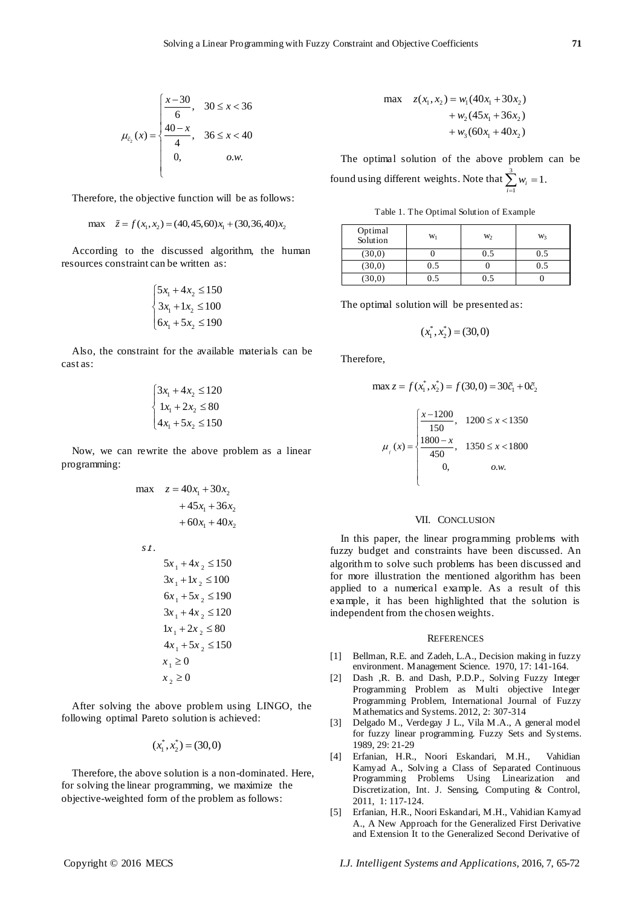$$\mu_{\tilde{c}_2}(x) = \begin{cases} \dfrac{x-30}{6}, & 30 \le x < 36 \\ \dfrac{40-x}{4}, & 36 \le x < 40 \\ 0, & o.w. \end{cases}$$

Therefore, the objective function will be as follows:

$$\max \quad \tilde{z} = f(x_1, x_2) = (40, 45, 60)x_1 + (30, 36, 40)x_2$$

According to the discussed algorithm, the human resources constraint can be written as:

$$\begin{cases} 5x_1 + 4x_2 \le 150 \\ 3x_1 + 1x_2 \le 100 \\ 6x_1 + 5x_2 \le 190 \end{cases}$$

Also, the constraint for the available materials can be cast as:

$$\begin{cases} 3x_1 + 4x_2 \le 120 \\ 1x_1 + 2x_2 \le 80 \\ 4x_1 + 5x_2 \le 150 \end{cases}$$

Now, we can rewrite the above problem as a linear programming:

$$\begin{aligned} \max \quad z = & \, 40x_1 + 30x_2 \\ & + 45x_1 + 36x_2 \\ & + 60x_1 + 40x_2 \end{aligned}$$

$$\begin{aligned} s.t. \quad & \\ & 5x_1 + 4x_2 \le 150 \\ & 3x_1 + 1x_2 \le 100 \\ & 6x_1 + 5x_2 \le 190 \\ & 3x_1 + 4x_2 \le 120 \\ & 1x_1 + 2x_2 \le 80 \\ & 4x_1 + 5x_2 \le 150 \\ & x_1 \ge 0 \\ & x_2 \ge 0 \end{aligned}$$

After solving the above problem using LINGO, the following optimal Pareto solution is achieved:

$$(x_1^*, x_2^*) = (30, 0)$$

Therefore, the above solution is a non-dominated. Here, for solving the linear programming, we maximize the objective-weighted form of the problem as follows:

$$\begin{aligned} \max \quad z(x_1, x_2) = & \, w_1(40x_1 + 30x_2) \\ & + w_2(45x_1 + 36x_2) \\ & + w_3(60x_1 + 40x_2) \end{aligned}$$

The optimal solution of the above problem can be found using different weights. Note that $\sum_{i=1}^{3} w_i = 1$.

Table 1. The Optimal Solution of Example

| Optimal Solution | $w_1$ | $w_2$ | $w_3$ |
|---|---|---|---|
| (30,0) | 0 | 0.5 | 0.5 |
| (30,0) | 0.5 | 0 | 0.5 |
| (30,0) | 0.5 | 0.5 | 0 |

The optimal solution will be presented as:

$$(x_1^*, x_2^*) = (30, 0)$$

Therefore,

$$\max z = f(x_1^*, x_2^*) = f(30, 0) = 30\tilde{c}_1 + 0\tilde{c}_2$$

$$\mu_{f}(x) = \begin{cases} \dfrac{x-1200}{150}, & 1200 \le x < 1350 \\ \dfrac{1800-x}{450}, & 1350 \le x < 1800 \\ 0, & o.w. \end{cases}$$

## VII. Conclusion

In this paper, the linear programming problems with fuzzy budget and constraints have been discussed. An algorithm to solve such problems has been discussed and for more illustration the mentioned algorithm has been applied to a numerical example. As a result of this example, it has been highlighted that the solution is independent from the chosen weights.

## References

[1] Bellman, R.E. and Zadeh, L.A., Decision making in fuzzy environment. Management Science. 1970, 17: 141-164.

[2] Dash ,R. B. and Dash, P.D.P., Solving Fuzzy Integer Programming Problem as Multi objective Integer Programming Problem, International Journal of Fuzzy Mathematics and Systems. 2012, 2: 307-314

[3] Delgado M., Verdegay J L., Vila M.A., A general model for fuzzy linear programming. Fuzzy Sets and Systems. 1989, 29: 21-29

[4] Erfanian, H.R., Noori Eskandari, M.H., Vahidian Kamyad A., Solving a Class of Separated Continuous Programming Problems Using Linearization and Discretization, Int. J. Sensing, Computing & Control, 2011, 1: 117-124.

[5] Erfanian, H.R., Noori Eskandari, M.H., Vahidian Kamyad A., A New Approach for the Generalized First Derivative and Extension It to the Generalized Second Derivative of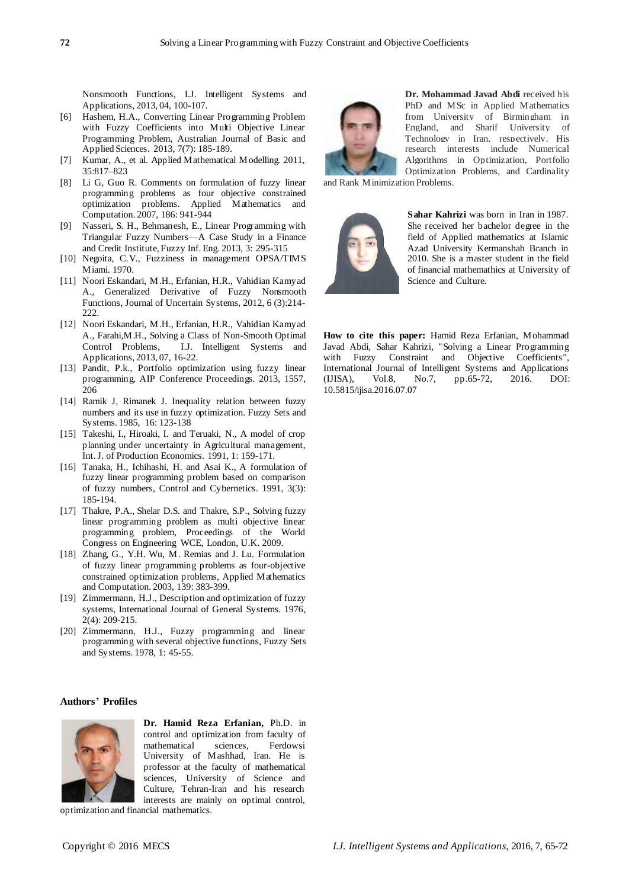Nonsmooth Functions, I.J. Intelligent Systems and Applications, 2013, 04, 100-107.

[6] Hashem, H.A., Converting Linear Programming Problem with Fuzzy Coefficients into Multi Objective Linear Programming Problem, Australian Journal of Basic and Applied Sciences. 2013, 7(7): 185-189.

[7] Kumar, A., et al. Applied Mathematical Modelling. 2011, 35:817–823

[8] Li G, Guo R. Comments on formulation of fuzzy linear programming problems as four objective constrained optimization problems. Applied Mathematics and Computation. 2007, 186: 941-944

[9] Nasseri, S. H., Behmanesh, E., Linear Programming with Triangular Fuzzy Numbers—A Case Study in a Finance and Credit Institute, Fuzzy Inf. Eng. 2013, 3: 295-315

[10] Negoita, C.V., Fuzziness in management OPSA/TIMS Miami. 1970.

[11] Noori Eskandari, M.H., Erfanian, H.R., Vahidian Kamyad A., Generalized Derivative of Fuzzy Nonsmooth Functions, Journal of Uncertain Systems, 2012, 6 (3):214-222.

[12] Noori Eskandari, M.H., Erfanian, H.R., Vahidian Kamyad A., Farahi,M.H., Solving a Class of Non-Smooth Optimal Control Problems, I.J. Intelligent Systems and Applications, 2013, 07, 16-22.

[13] Pandit, P.k., Portfolio optimization using fuzzy linear programming, AIP Conference Proceedings. 2013, 1557, 206

[14] Ramik J, Rimanek J. Inequality relation between fuzzy numbers and its use in fuzzy optimization. Fuzzy Sets and Systems. 1985, 16: 123-138

[15] Takeshi, I., Hiroaki, I. and Teruaki, N., A model of crop planning under uncertainty in Agricultural management, Int. J. of Production Economics. 1991, 1: 159-171.

[16] Tanaka, H., Ichihashi, H. and Asai K., A formulation of fuzzy linear programming problem based on comparison of fuzzy numbers, Control and Cybernetics. 1991, 3(3): 185-194.

[17] Thakre, P.A., Shelar D.S. and Thakre, S.P., Solving fuzzy linear programming problem as multi objective linear programming problem, Proceedings of the World Congress on Engineering WCE, London, U.K. 2009.

[18] Zhang, G., Y.H. Wu, M. Remias and J. Lu. Formulation of fuzzy linear programming problems as four-objective constrained optimization problems, Applied Mathematics and Computation. 2003, 139: 383-399.

[19] Zimmermann, H.J., Description and optimization of fuzzy systems, International Journal of General Systems. 1976, 2(4): 209-215.

[20] Zimmermann, H.J., Fuzzy programming and linear programming with several objective functions, Fuzzy Sets and Systems. 1978, 1: 45-55.

## Authors' Profiles

**Dr. Hamid Reza Erfanian,** Ph.D. in control and optimization from faculty of mathematical sciences, Ferdowsi University of Mashhad, Iran. He is professor at the faculty of mathematical sciences, University of Science and Culture, Tehran-Iran and his research interests are mainly on optimal control, optimization and financial mathematics.

**Dr. Mohammad Javad Abdi** received his PhD and MSc in Applied Mathematics from University of Birmingham in England, and Sharif University of Technology in Iran, respectively. His research interests include Numerical Algorithms in Optimization, Portfolio Optimization Problems, and Cardinality and Rank Minimization Problems.

**Sahar Kahrizi** was born in Iran in 1987. She received her bachelor degree in the field of Applied mathematics at Islamic Azad University Kermanshah Branch in 2010. She is a master student in the field of financial mathematics at University of Science and Culture.

**How to cite this paper:** Hamid Reza Erfanian, Mohammad Javad Abdi, Sahar Kahrizi, "Solving a Linear Programming with Fuzzy Constraint and Objective Coefficients", International Journal of Intelligent Systems and Applications (IJISA), Vol.8, No.7, pp.65-72, 2016. DOI: 10.5815/ijisa.2016.07.07